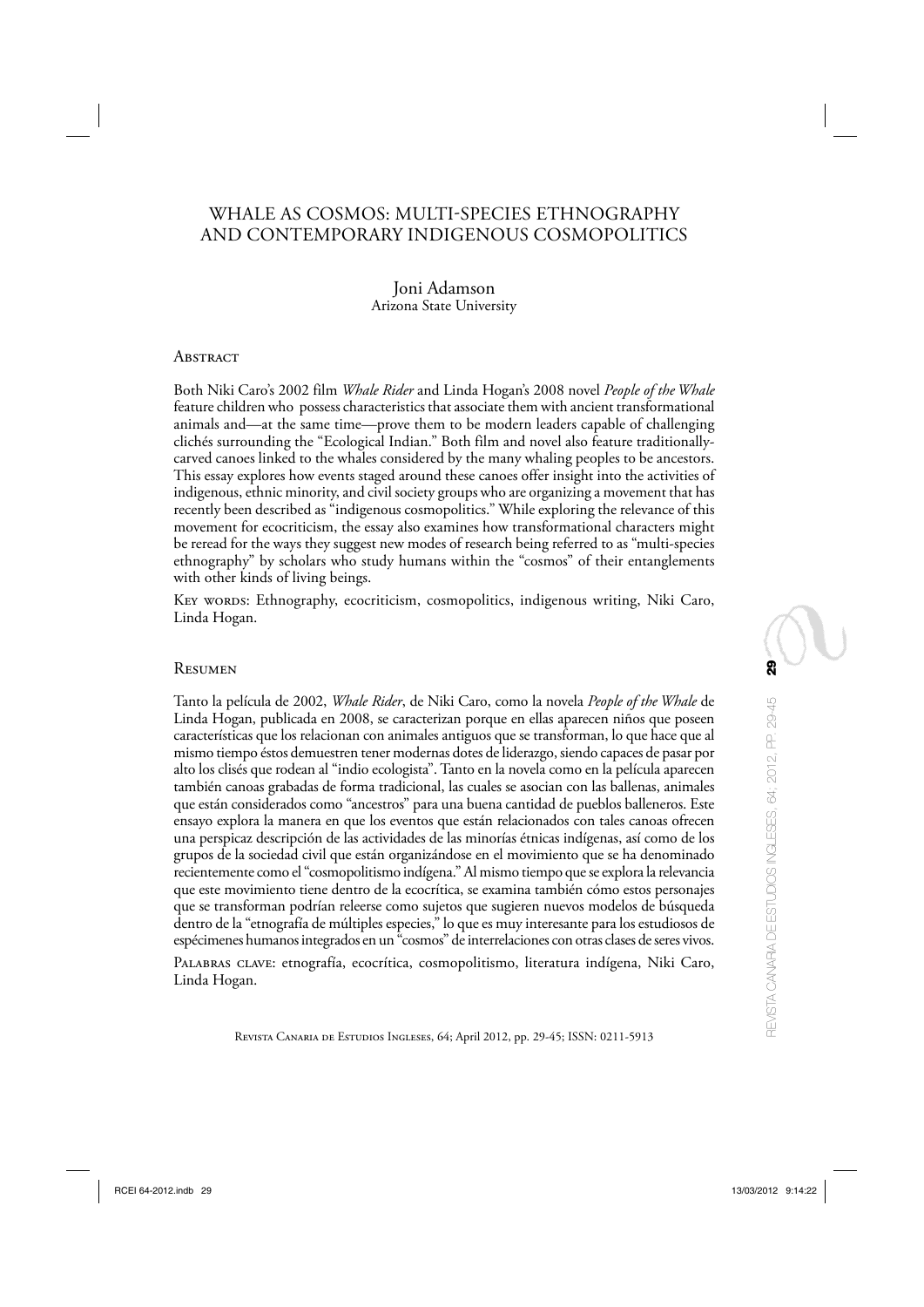# WHALE AS COSMOS: MULTI-SPECIES ETHNOGRAPHY AND CONTEMPORARY INDIGENOUS COSMOPOLITICS

Joni Adamson
Arizona State University

## Abstract

Both Niki Caro's 2002 film *Whale Rider* and Linda Hogan's 2008 novel *People of the Whale* feature children who possess characteristics that associate them with ancient transformational animals and—at the same time—prove them to be modern leaders capable of challenging clichés surrounding the "Ecological Indian." Both film and novel also feature traditionally-carved canoes linked to the whales considered by the many whaling peoples to be ancestors. This essay explores how events staged around these canoes offer insight into the activities of indigenous, ethnic minority, and civil society groups who are organizing a movement that has recently been described as "indigenous cosmopolitics." While exploring the relevance of this movement for ecocriticism, the essay also examines how transformational characters might be reread for the ways they suggest new modes of research being referred to as "multi-species ethnography" by scholars who study humans within the "cosmos" of their entanglements with other kinds of living beings.

Key words: Ethnography, ecocriticism, cosmopolitics, indigenous writing, Niki Caro, Linda Hogan.

## Resumen

Tanto la película de 2002, *Whale Rider*, de Niki Caro, como la novela *People of the Whale* de Linda Hogan, publicada en 2008, se caracterizan porque en ellas aparecen niños que poseen características que los relacionan con animales antiguos que se transforman, lo que hace que al mismo tiempo éstos demuestren tener modernas dotes de liderazgo, siendo capaces de pasar por alto los clisés que rodean al "indio ecologista". Tanto en la novela como en la película aparecen también canoas grabadas de forma tradicional, las cuales se asocian con las ballenas, animales que están considerados como "ancestros" para una buena cantidad de pueblos balleneros. Este ensayo explora la manera en que los eventos que están relacionados con tales canoas ofrecen una perspicaz descripción de las actividades de las minorías étnicas indígenas, así como de los grupos de la sociedad civil que están organizándose en el movimiento que se ha denominado recientemente como el "cosmopolitismo indígena." Al mismo tiempo que se explora la relevancia que este movimiento tiene dentro de la ecocrítica, se examina también cómo estos personajes que se transforman podrían releerse como sujetos que sugieren nuevos modelos de búsqueda dentro de la "etnografía de múltiples especies," lo que es muy interesante para los estudiosos de especímenes humanos integrados en un "cosmos" de interrelaciones con otras clases de seres vivos.

Palabras clave: etnografía, ecocrítica, cosmopolitismo, literatura indígena, Niki Caro, Linda Hogan.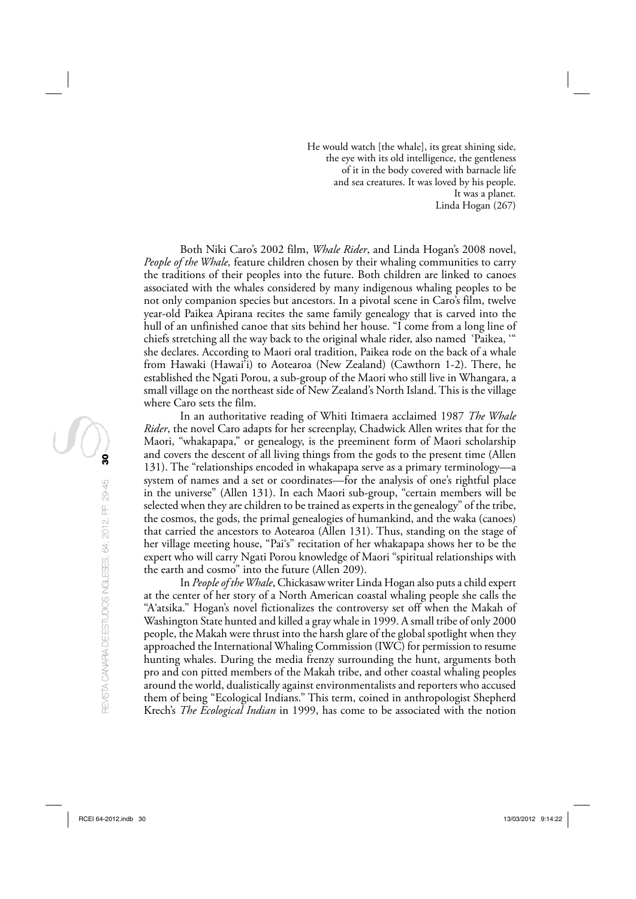He would watch [the whale], its great shining side,
the eye with its old intelligence, the gentleness
of it in the body covered with barnacle life
and sea creatures. It was loved by his people.
It was a planet.
Linda Hogan (267)

Both Niki Caro's 2002 film, *Whale Rider*, and Linda Hogan's 2008 novel, *People of the Whale,* feature children chosen by their whaling communities to carry the traditions of their peoples into the future. Both children are linked to canoes associated with the whales considered by many indigenous whaling peoples to be not only companion species but ancestors. In a pivotal scene in Caro's film, twelve year-old Paikea Apirana recites the same family genealogy that is carved into the hull of an unfinished canoe that sits behind her house. "I come from a long line of chiefs stretching all the way back to the original whale rider, also named 'Paikea, '" she declares. According to Maori oral tradition, Paikea rode on the back of a whale from Hawaki (Hawai'i) to Aotearoa (New Zealand) (Cawthorn 1-2). There, he established the Ngati Porou, a sub-group of the Maori who still live in Whangara, a small village on the northeast side of New Zealand's North Island. This is the village where Caro sets the film.

In an authoritative reading of Whiti Itimaera acclaimed 1987 *The Whale Rider*, the novel Caro adapts for her screenplay, Chadwick Allen writes that for the Maori, "whakapapa," or genealogy, is the preeminent form of Maori scholarship and covers the descent of all living things from the gods to the present time (Allen 131). The "relationships encoded in whakapapa serve as a primary terminology—a system of names and a set or coordinates—for the analysis of one's rightful place in the universe" (Allen 131). In each Maori sub-group, "certain members will be selected when they are children to be trained as experts in the genealogy" of the tribe, the cosmos, the gods, the primal genealogies of humankind, and the waka (canoes) that carried the ancestors to Aotearoa (Allen 131). Thus, standing on the stage of her village meeting house, "Pai's" recitation of her whakapapa shows her to be the expert who will carry Ngati Porou knowledge of Maori "spiritual relationships with the earth and cosmo" into the future (Allen 209).

In *People of the Whale*, Chickasaw writer Linda Hogan also puts a child expert at the center of her story of a North American coastal whaling people she calls the "A'atsika." Hogan's novel fictionalizes the controversy set off when the Makah of Washington State hunted and killed a gray whale in 1999. A small tribe of only 2000 people, the Makah were thrust into the harsh glare of the global spotlight when they approached the International Whaling Commission (IWC) for permission to resume hunting whales. During the media frenzy surrounding the hunt, arguments both pro and con pitted members of the Makah tribe, and other coastal whaling peoples around the world, dualistically against environmentalists and reporters who accused them of being "Ecological Indians." This term, coined in anthropologist Shepherd Krech's *The Ecological Indian* in 1999, has come to be associated with the notion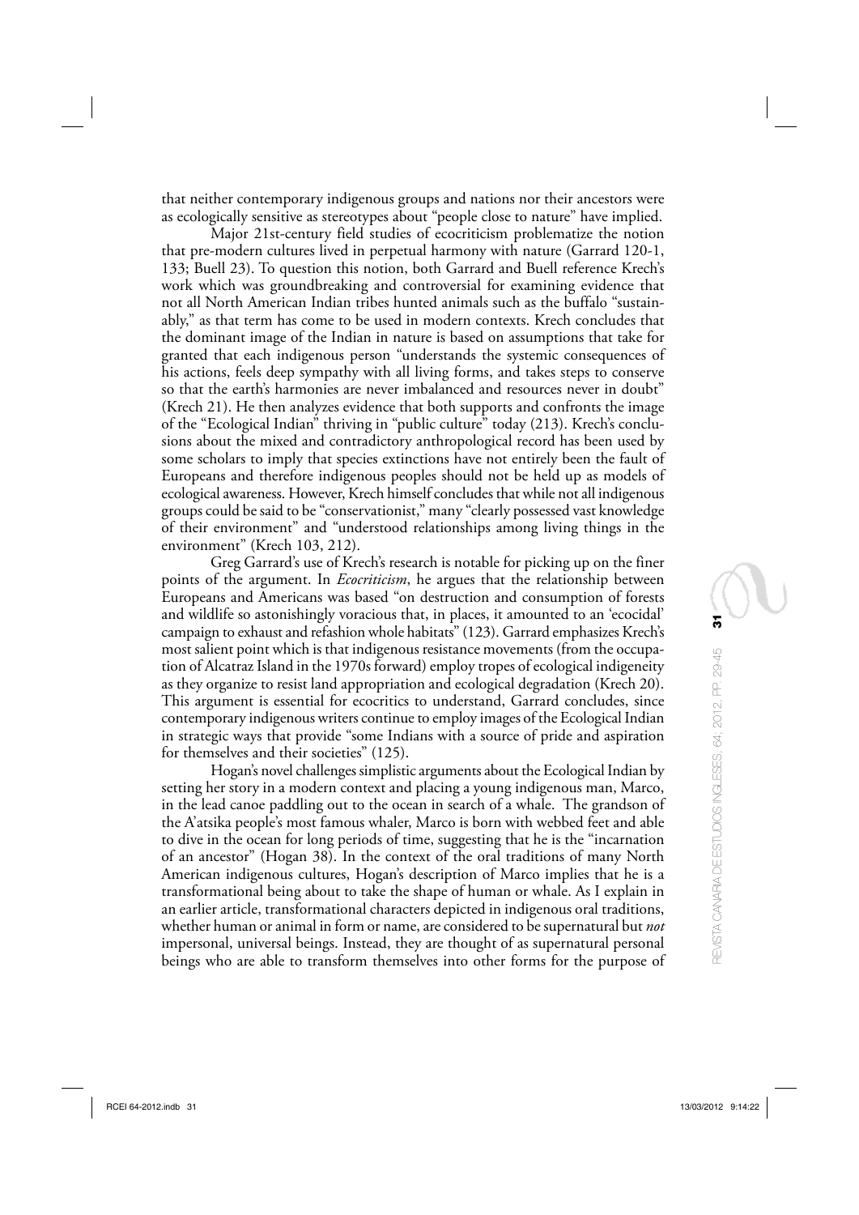that neither contemporary indigenous groups and nations nor their ancestors were as ecologically sensitive as stereotypes about "people close to nature" have implied.

Major 21st-century field studies of ecocriticism problematize the notion that pre-modern cultures lived in perpetual harmony with nature (Garrard 120-1, 133; Buell 23). To question this notion, both Garrard and Buell reference Krech's work which was groundbreaking and controversial for examining evidence that not all North American Indian tribes hunted animals such as the buffalo "sustainably," as that term has come to be used in modern contexts. Krech concludes that the dominant image of the Indian in nature is based on assumptions that take for granted that each indigenous person "understands the systemic consequences of his actions, feels deep sympathy with all living forms, and takes steps to conserve so that the earth's harmonies are never imbalanced and resources never in doubt" (Krech 21). He then analyzes evidence that both supports and confronts the image of the "Ecological Indian" thriving in "public culture" today (213). Krech's conclusions about the mixed and contradictory anthropological record has been used by some scholars to imply that species extinctions have not entirely been the fault of Europeans and therefore indigenous peoples should not be held up as models of ecological awareness. However, Krech himself concludes that while not all indigenous groups could be said to be "conservationist," many "clearly possessed vast knowledge of their environment" and "understood relationships among living things in the environment" (Krech 103, 212).

Greg Garrard's use of Krech's research is notable for picking up on the finer points of the argument. In *Ecocriticism*, he argues that the relationship between Europeans and Americans was based "on destruction and consumption of forests and wildlife so astonishingly voracious that, in places, it amounted to an 'ecocidal' campaign to exhaust and refashion whole habitats" (123). Garrard emphasizes Krech's most salient point which is that indigenous resistance movements (from the occupation of Alcatraz Island in the 1970s forward) employ tropes of ecological indigeneity as they organize to resist land appropriation and ecological degradation (Krech 20). This argument is essential for ecocritics to understand, Garrard concludes, since contemporary indigenous writers continue to employ images of the Ecological Indian in strategic ways that provide "some Indians with a source of pride and aspiration for themselves and their societies" (125).

Hogan's novel challenges simplistic arguments about the Ecological Indian by setting her story in a modern context and placing a young indigenous man, Marco, in the lead canoe paddling out to the ocean in search of a whale. The grandson of the A'atsika people's most famous whaler, Marco is born with webbed feet and able to dive in the ocean for long periods of time, suggesting that he is the "incarnation of an ancestor" (Hogan 38). In the context of the oral traditions of many North American indigenous cultures, Hogan's description of Marco implies that he is a transformational being about to take the shape of human or whale. As I explain in an earlier article, transformational characters depicted in indigenous oral traditions, whether human or animal in form or name, are considered to be supernatural but *not* impersonal, universal beings. Instead, they are thought of as supernatural personal beings who are able to transform themselves into other forms for the purpose of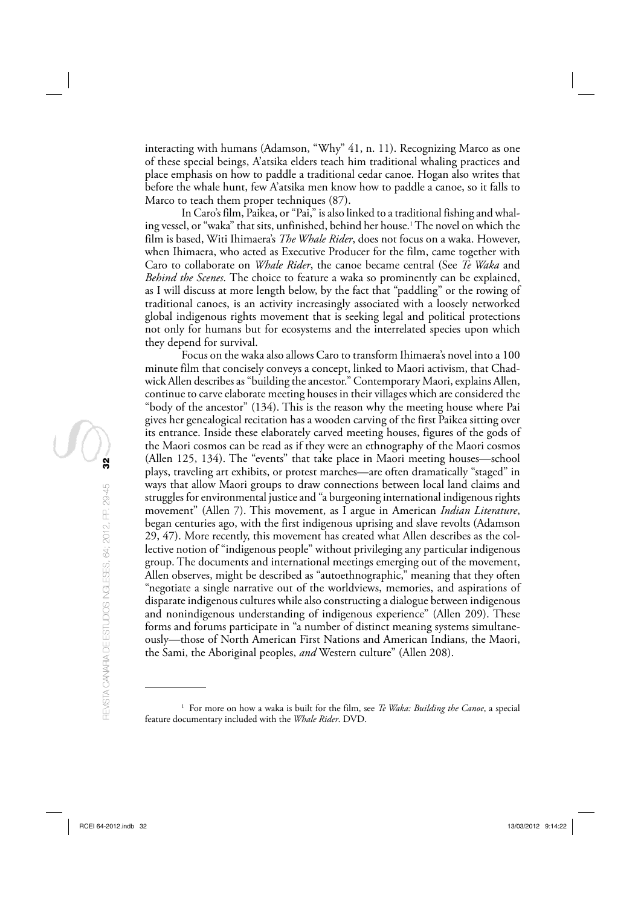interacting with humans (Adamson, "Why" 41, n. 11). Recognizing Marco as one of these special beings, A'atsika elders teach him traditional whaling practices and place emphasis on how to paddle a traditional cedar canoe. Hogan also writes that before the whale hunt, few A'atsika men know how to paddle a canoe, so it falls to Marco to teach them proper techniques (87).

In Caro's film, Paikea, or "Pai," is also linked to a traditional fishing and whaling vessel, or "waka" that sits, unfinished, behind her house.[1] The novel on which the film is based, Witi Ihimaera's *The Whale Rider*, does not focus on a waka. However, when Ihimaera, who acted as Executive Producer for the film, came together with Caro to collaborate on *Whale Rider*, the canoe became central (See *Te Waka* and *Behind the Scenes*. The choice to feature a waka so prominently can be explained, as I will discuss at more length below, by the fact that "paddling" or the rowing of traditional canoes, is an activity increasingly associated with a loosely networked global indigenous rights movement that is seeking legal and political protections not only for humans but for ecosystems and the interrelated species upon which they depend for survival.

Focus on the waka also allows Caro to transform Ihimaera's novel into a 100 minute film that concisely conveys a concept, linked to Maori activism, that Chadwick Allen describes as "building the ancestor." Contemporary Maori, explains Allen, continue to carve elaborate meeting houses in their villages which are considered the "body of the ancestor" (134). This is the reason why the meeting house where Pai gives her genealogical recitation has a wooden carving of the first Paikea sitting over its entrance. Inside these elaborately carved meeting houses, figures of the gods of the Maori cosmos can be read as if they were an ethnography of the Maori cosmos (Allen 125, 134). The "events" that take place in Maori meeting houses—school plays, traveling art exhibits, or protest marches—are often dramatically "staged" in ways that allow Maori groups to draw connections between local land claims and struggles for environmental justice and "a burgeoning international indigenous rights movement" (Allen 7). This movement, as I argue in American *Indian Literature*, began centuries ago, with the first indigenous uprising and slave revolts (Adamson 29, 47). More recently, this movement has created what Allen describes as the collective notion of "indigenous people" without privileging any particular indigenous group. The documents and international meetings emerging out of the movement, Allen observes, might be described as "autoethnographic," meaning that they often "negotiate a single narrative out of the worldviews, memories, and aspirations of disparate indigenous cultures while also constructing a dialogue between indigenous and nonindigenous understanding of indigenous experience" (Allen 209). These forms and forums participate in "a number of distinct meaning systems simultaneously—those of North American First Nations and American Indians, the Maori, the Sami, the Aboriginal peoples, *and* Western culture" (Allen 208).

---

[1] For more on how a waka is built for the film, see *Te Waka: Building the Canoe*, a special feature documentary included with the *Whale Rider*. DVD.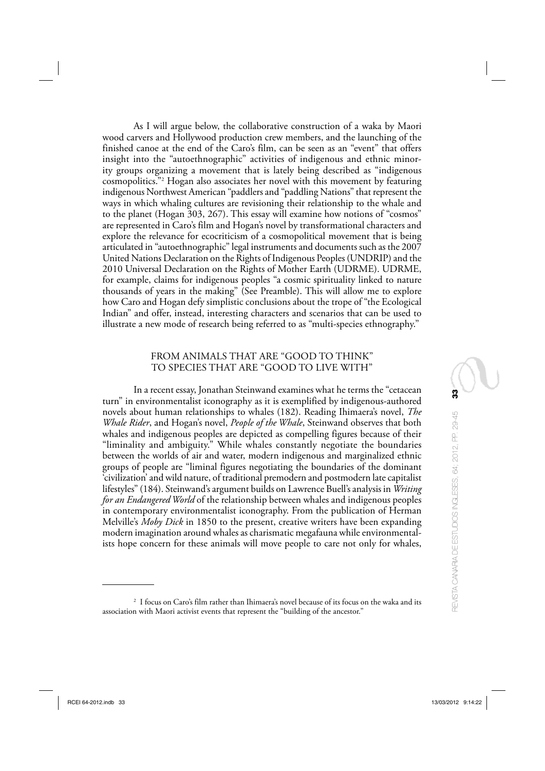As I will argue below, the collaborative construction of a waka by Maori wood carvers and Hollywood production crew members, and the launching of the finished canoe at the end of the Caro's film, can be seen as an "event" that offers insight into the "autoethnographic" activities of indigenous and ethnic minority groups organizing a movement that is lately being described as "indigenous cosmopolitics."[2] Hogan also associates her novel with this movement by featuring indigenous Northwest American "paddlers and "paddling Nations" that represent the ways in which whaling cultures are revisioning their relationship to the whale and to the planet (Hogan 303, 267). This essay will examine how notions of "cosmos" are represented in Caro's film and Hogan's novel by transformational characters and explore the relevance for ecocriticism of a cosmopolitical movement that is being articulated in "autoethnographic" legal instruments and documents such as the 2007 United Nations Declaration on the Rights of Indigenous Peoples (UNDRIP) and the 2010 Universal Declaration on the Rights of Mother Earth (UDRME). UDRME, for example, claims for indigenous peoples "a cosmic spirituality linked to nature thousands of years in the making" (See Preamble). This will allow me to explore how Caro and Hogan defy simplistic conclusions about the trope of "the Ecological Indian" and offer, instead, interesting characters and scenarios that can be used to illustrate a new mode of research being referred to as "multi-species ethnography."

## FROM ANIMALS THAT ARE "GOOD TO THINK" TO SPECIES THAT ARE "GOOD TO LIVE WITH"

In a recent essay, Jonathan Steinwand examines what he terms the "cetacean turn" in environmentalist iconography as it is exemplified by indigenous-authored novels about human relationships to whales (182). Reading Ihimaera's novel, *The Whale Rider*, and Hogan's novel, *People of the Whale*, Steinwand observes that both whales and indigenous peoples are depicted as compelling figures because of their "liminality and ambiguity." While whales constantly negotiate the boundaries between the worlds of air and water, modern indigenous and marginalized ethnic groups of people are "liminal figures negotiating the boundaries of the dominant 'civilization' and wild nature, of traditional premodern and postmodern late capitalist lifestyles" (184). Steinwand's argument builds on Lawrence Buell's analysis in *Writing for an Endangered World* of the relationship between whales and indigenous peoples in contemporary environmentalist iconography. From the publication of Herman Melville's *Moby Dick* in 1850 to the present, creative writers have been expanding modern imagination around whales as charismatic megafauna while environmentalists hope concern for these animals will move people to care not only for whales,

---

[2] I focus on Caro's film rather than Ihimaera's novel because of its focus on the waka and its association with Maori activist events that represent the "building of the ancestor."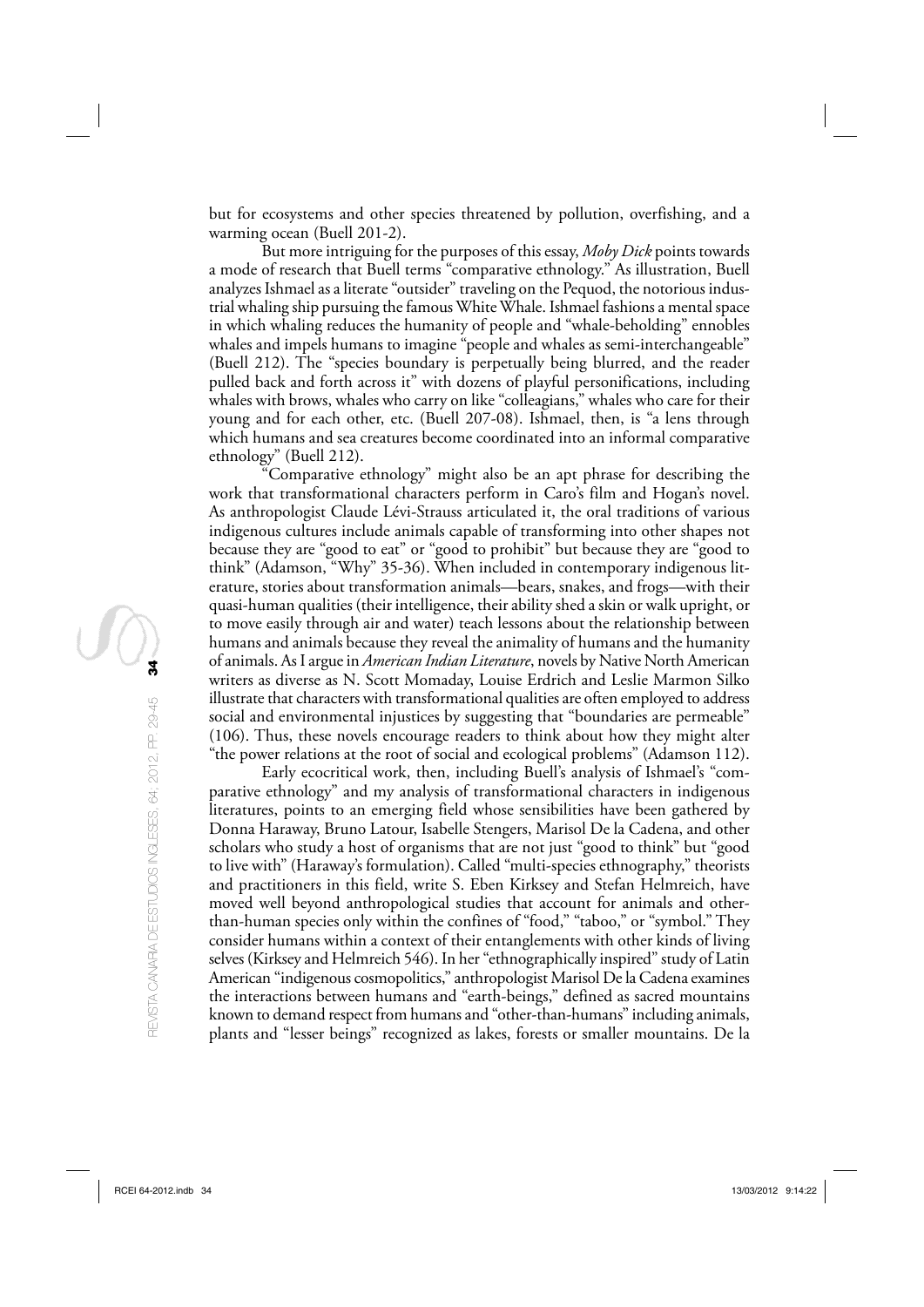but for ecosystems and other species threatened by pollution, overfishing, and a warming ocean (Buell 201-2).

But more intriguing for the purposes of this essay, *Moby Dick* points towards a mode of research that Buell terms "comparative ethnology." As illustration, Buell analyzes Ishmael as a literate "outsider" traveling on the Pequod, the notorious industrial whaling ship pursuing the famous White Whale. Ishmael fashions a mental space in which whaling reduces the humanity of people and "whale-beholding" ennobles whales and impels humans to imagine "people and whales as semi-interchangeable" (Buell 212). The "species boundary is perpetually being blurred, and the reader pulled back and forth across it" with dozens of playful personifications, including whales with brows, whales who carry on like "colleagians," whales who care for their young and for each other, etc. (Buell 207-08). Ishmael, then, is "a lens through which humans and sea creatures become coordinated into an informal comparative ethnology" (Buell 212).

"Comparative ethnology" might also be an apt phrase for describing the work that transformational characters perform in Caro's film and Hogan's novel. As anthropologist Claude Lévi-Strauss articulated it, the oral traditions of various indigenous cultures include animals capable of transforming into other shapes not because they are "good to eat" or "good to prohibit" but because they are "good to think" (Adamson, "Why" 35-36). When included in contemporary indigenous literature, stories about transformation animals—bears, snakes, and frogs—with their quasi-human qualities (their intelligence, their ability shed a skin or walk upright, or to move easily through air and water) teach lessons about the relationship between humans and animals because they reveal the animality of humans and the humanity of animals. As I argue in *American Indian Literature*, novels by Native North American writers as diverse as N. Scott Momaday, Louise Erdrich and Leslie Marmon Silko illustrate that characters with transformational qualities are often employed to address social and environmental injustices by suggesting that "boundaries are permeable" (106). Thus, these novels encourage readers to think about how they might alter "the power relations at the root of social and ecological problems" (Adamson 112).

Early ecocritical work, then, including Buell's analysis of Ishmael's "comparative ethnology" and my analysis of transformational characters in indigenous literatures, points to an emerging field whose sensibilities have been gathered by Donna Haraway, Bruno Latour, Isabelle Stengers, Marisol De la Cadena, and other scholars who study a host of organisms that are not just "good to think" but "good to live with" (Haraway's formulation). Called "multi-species ethnography," theorists and practitioners in this field, write S. Eben Kirksey and Stefan Helmreich, have moved well beyond anthropological studies that account for animals and other-than-human species only within the confines of "food," "taboo," or "symbol." They consider humans within a context of their entanglements with other kinds of living selves (Kirksey and Helmreich 546). In her "ethnographically inspired" study of Latin American "indigenous cosmopolitics," anthropologist Marisol De la Cadena examines the interactions between humans and "earth-beings," defined as sacred mountains known to demand respect from humans and "other-than-humans" including animals, plants and "lesser beings" recognized as lakes, forests or smaller mountains. De la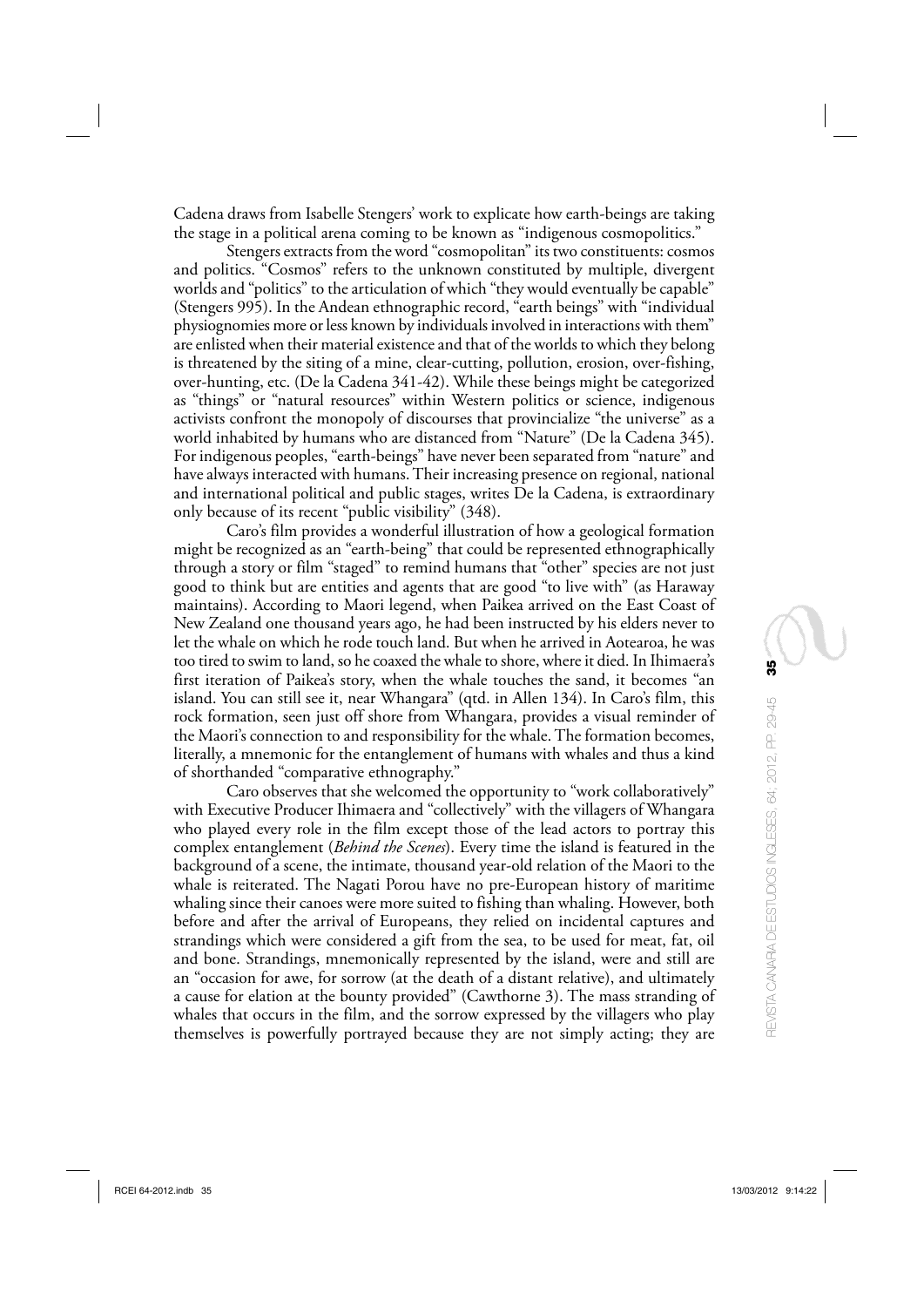Cadena draws from Isabelle Stengers' work to explicate how earth-beings are taking the stage in a political arena coming to be known as "indigenous cosmopolitics."

Stengers extracts from the word "cosmopolitan" its two constituents: cosmos and politics. "Cosmos" refers to the unknown constituted by multiple, divergent worlds and "politics" to the articulation of which "they would eventually be capable" (Stengers 995). In the Andean ethnographic record, "earth beings" with "individual physiognomies more or less known by individuals involved in interactions with them" are enlisted when their material existence and that of the worlds to which they belong is threatened by the siting of a mine, clear-cutting, pollution, erosion, over-fishing, over-hunting, etc. (De la Cadena 341-42). While these beings might be categorized as "things" or "natural resources" within Western politics or science, indigenous activists confront the monopoly of discourses that provincialize "the universe" as a world inhabited by humans who are distanced from "Nature" (De la Cadena 345). For indigenous peoples, "earth-beings" have never been separated from "nature" and have always interacted with humans. Their increasing presence on regional, national and international political and public stages, writes De la Cadena, is extraordinary only because of its recent "public visibility" (348).

Caro's film provides a wonderful illustration of how a geological formation might be recognized as an "earth-being" that could be represented ethnographically through a story or film "staged" to remind humans that "other" species are not just good to think but are entities and agents that are good "to live with" (as Haraway maintains). According to Maori legend, when Paikea arrived on the East Coast of New Zealand one thousand years ago, he had been instructed by his elders never to let the whale on which he rode touch land. But when he arrived in Aotearoa, he was too tired to swim to land, so he coaxed the whale to shore, where it died. In Ihimaera's first iteration of Paikea's story, when the whale touches the sand, it becomes "an island. You can still see it, near Whangara" (qtd. in Allen 134). In Caro's film, this rock formation, seen just off shore from Whangara, provides a visual reminder of the Maori's connection to and responsibility for the whale. The formation becomes, literally, a mnemonic for the entanglement of humans with whales and thus a kind of shorthanded "comparative ethnography."

Caro observes that she welcomed the opportunity to "work collaboratively" with Executive Producer Ihimaera and "collectively" with the villagers of Whangara who played every role in the film except those of the lead actors to portray this complex entanglement (*Behind the Scenes*). Every time the island is featured in the background of a scene, the intimate, thousand year-old relation of the Maori to the whale is reiterated. The Nagati Porou have no pre-European history of maritime whaling since their canoes were more suited to fishing than whaling. However, both before and after the arrival of Europeans, they relied on incidental captures and strandings which were considered a gift from the sea, to be used for meat, fat, oil and bone. Strandings, mnemonically represented by the island, were and still are an "occasion for awe, for sorrow (at the death of a distant relative), and ultimately a cause for elation at the bounty provided" (Cawthorne 3). The mass stranding of whales that occurs in the film, and the sorrow expressed by the villagers who play themselves is powerfully portrayed because they are not simply acting; they are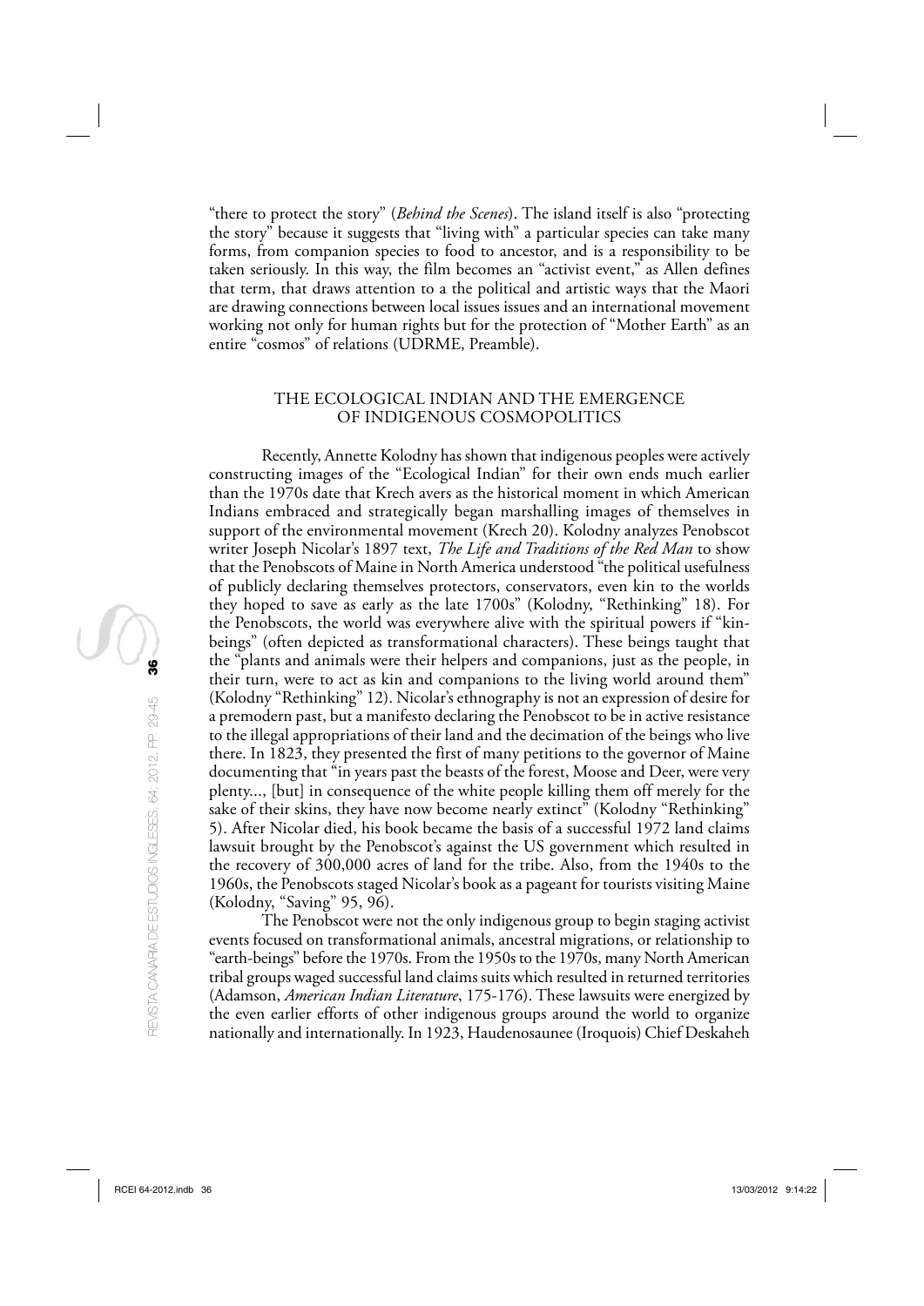"there to protect the story" (*Behind the Scenes*). The island itself is also "protecting the story" because it suggests that "living with" a particular species can take many forms, from companion species to food to ancestor, and is a responsibility to be taken seriously. In this way, the film becomes an "activist event," as Allen defines that term, that draws attention to a the political and artistic ways that the Maori are drawing connections between local issues issues and an international movement working not only for human rights but for the protection of "Mother Earth" as an entire "cosmos" of relations (UDRME, Preamble).

## THE ECOLOGICAL INDIAN AND THE EMERGENCE OF INDIGENOUS COSMOPOLITICS

Recently, Annette Kolodny has shown that indigenous peoples were actively constructing images of the "Ecological Indian" for their own ends much earlier than the 1970s date that Krech avers as the historical moment in which American Indians embraced and strategically began marshalling images of themselves in support of the environmental movement (Krech 20). Kolodny analyzes Penobscot writer Joseph Nicolar's 1897 text, *The Life and Traditions of the Red Man* to show that the Penobscots of Maine in North America understood "the political usefulness of publicly declaring themselves protectors, conservators, even kin to the worlds they hoped to save as early as the late 1700s" (Kolodny, "Rethinking" 18). For the Penobscots, the world was everywhere alive with the spiritual powers if "kin-beings" (often depicted as transformational characters). These beings taught that the "plants and animals were their helpers and companions, just as the people, in their turn, were to act as kin and companions to the living world around them" (Kolodny "Rethinking" 12). Nicolar's ethnography is not an expression of desire for a premodern past, but a manifesto declaring the Penobscot to be in active resistance to the illegal appropriations of their land and the decimation of the beings who live there. In 1823, they presented the first of many petitions to the governor of Maine documenting that "in years past the beasts of the forest, Moose and Deer, were very plenty..., [but] in consequence of the white people killing them off merely for the sake of their skins, they have now become nearly extinct" (Kolodny "Rethinking" 5). After Nicolar died, his book became the basis of a successful 1972 land claims lawsuit brought by the Penobscot's against the US government which resulted in the recovery of 300,000 acres of land for the tribe. Also, from the 1940s to the 1960s, the Penobscots staged Nicolar's book as a pageant for tourists visiting Maine (Kolodny, "Saving" 95, 96).

The Penobscot were not the only indigenous group to begin staging activist events focused on transformational animals, ancestral migrations, or relationship to "earth-beings" before the 1970s. From the 1950s to the 1970s, many North American tribal groups waged successful land claims suits which resulted in returned territories (Adamson, *American Indian Literature*, 175-176). These lawsuits were energized by the even earlier efforts of other indigenous groups around the world to organize nationally and internationally. In 1923, Haudenosaunee (Iroquois) Chief Deskaheh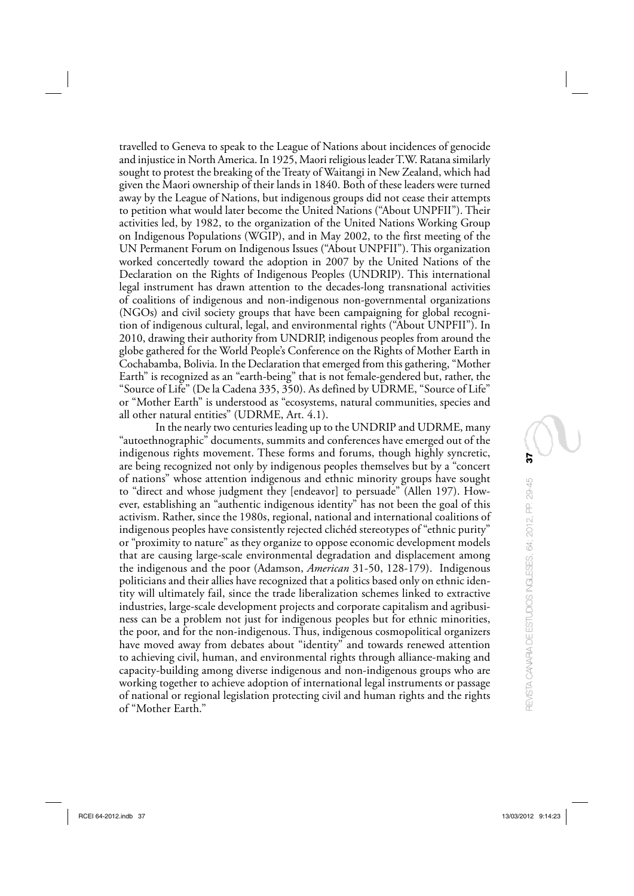travelled to Geneva to speak to the League of Nations about incidences of genocide and injustice in North America. In 1925, Maori religious leader T.W. Ratana similarly sought to protest the breaking of the Treaty of Waitangi in New Zealand, which had given the Maori ownership of their lands in 1840. Both of these leaders were turned away by the League of Nations, but indigenous groups did not cease their attempts to petition what would later become the United Nations ("About UNPFII"). Their activities led, by 1982, to the organization of the United Nations Working Group on Indigenous Populations (WGIP), and in May 2002, to the first meeting of the UN Permanent Forum on Indigenous Issues ("About UNPFII"). This organization worked concertedly toward the adoption in 2007 by the United Nations of the Declaration on the Rights of Indigenous Peoples (UNDRIP). This international legal instrument has drawn attention to the decades-long transnational activities of coalitions of indigenous and non-indigenous non-governmental organizations (NGOs) and civil society groups that have been campaigning for global recognition of indigenous cultural, legal, and environmental rights ("About UNPFII"). In 2010, drawing their authority from UNDRIP, indigenous peoples from around the globe gathered for the World People's Conference on the Rights of Mother Earth in Cochabamba, Bolivia. In the Declaration that emerged from this gathering, "Mother Earth" is recognized as an "earth-being" that is not female-gendered but, rather, the "Source of Life" (De la Cadena 335, 350). As defined by UDRME, "Source of Life" or "Mother Earth" is understood as "ecosystems, natural communities, species and all other natural entities" (UDRME, Art. 4.1).

In the nearly two centuries leading up to the UNDRIP and UDRME, many "autoethnographic" documents, summits and conferences have emerged out of the indigenous rights movement. These forms and forums, though highly syncretic, are being recognized not only by indigenous peoples themselves but by a "concert of nations" whose attention indigenous and ethnic minority groups have sought to "direct and whose judgment they [endeavor] to persuade" (Allen 197). However, establishing an "authentic indigenous identity" has not been the goal of this activism. Rather, since the 1980s, regional, national and international coalitions of indigenous peoples have consistently rejected clichéd stereotypes of "ethnic purity" or "proximity to nature" as they organize to oppose economic development models that are causing large-scale environmental degradation and displacement among the indigenous and the poor (Adamson, *American* 31-50, 128-179). Indigenous politicians and their allies have recognized that a politics based only on ethnic identity will ultimately fail, since the trade liberalization schemes linked to extractive industries, large-scale development projects and corporate capitalism and agribusiness can be a problem not just for indigenous peoples but for ethnic minorities, the poor, and for the non-indigenous. Thus, indigenous cosmopolitical organizers have moved away from debates about "identity" and towards renewed attention to achieving civil, human, and environmental rights through alliance-making and capacity-building among diverse indigenous and non-indigenous groups who are working together to achieve adoption of international legal instruments or passage of national or regional legislation protecting civil and human rights and the rights of "Mother Earth."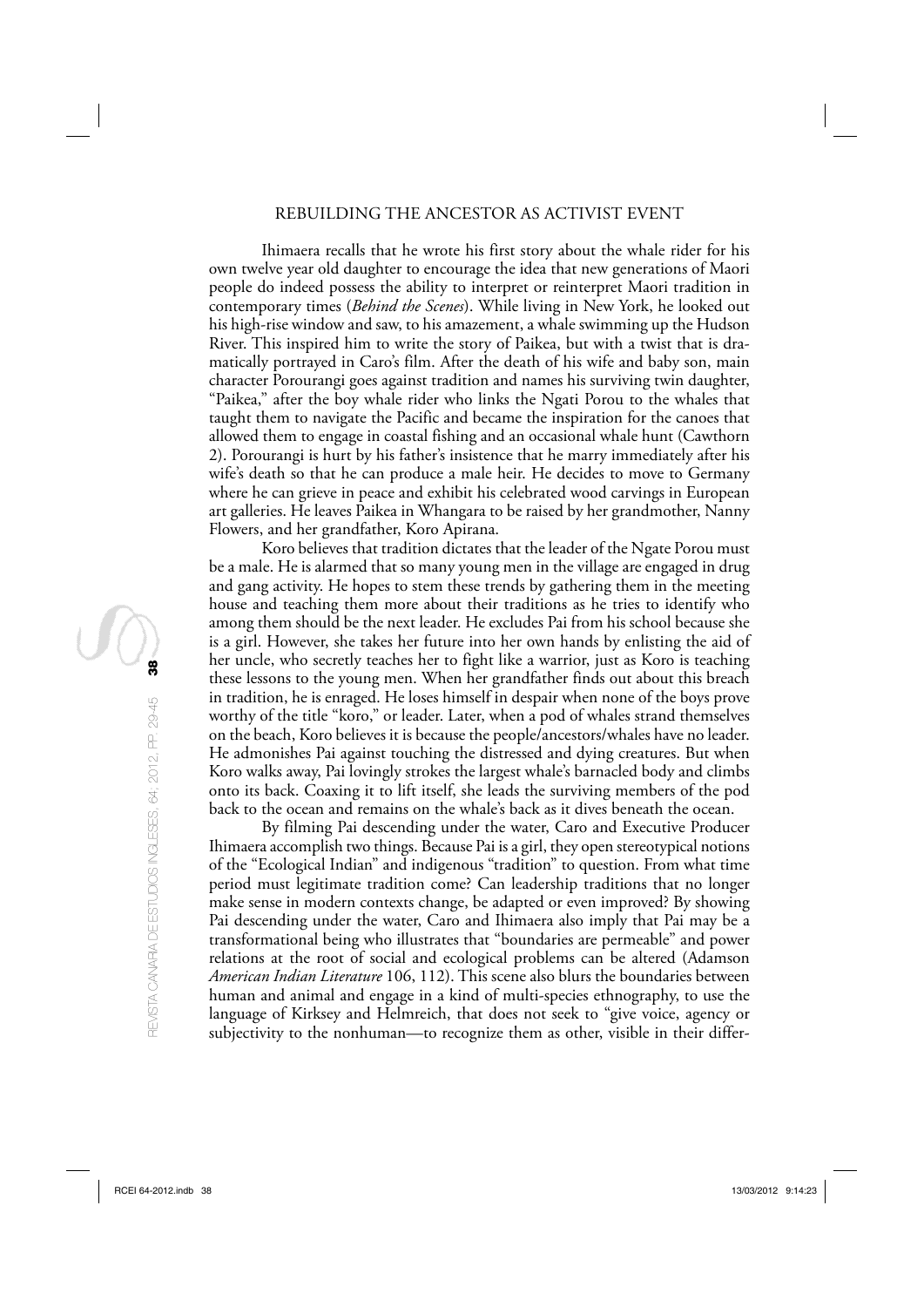Ihimaera recalls that he wrote his first story about the whale rider for his own twelve year old daughter to encourage the idea that new generations of Maori people do indeed possess the ability to interpret or reinterpret Maori tradition in contemporary times (*Behind the Scenes*). While living in New York, he looked out his high-rise window and saw, to his amazement, a whale swimming up the Hudson River. This inspired him to write the story of Paikea, but with a twist that is dramatically portrayed in Caro's film. After the death of his wife and baby son, main character Porourangi goes against tradition and names his surviving twin daughter, "Paikea," after the boy whale rider who links the Ngati Porou to the whales that taught them to navigate the Pacific and became the inspiration for the canoes that allowed them to engage in coastal fishing and an occasional whale hunt (Cawthorn 2). Porourangi is hurt by his father's insistence that he marry immediately after his wife's death so that he can produce a male heir. He decides to move to Germany where he can grieve in peace and exhibit his celebrated wood carvings in European art galleries. He leaves Paikea in Whangara to be raised by her grandmother, Nanny Flowers, and her grandfather, Koro Apirana.

Koro believes that tradition dictates that the leader of the Ngate Porou must be a male. He is alarmed that so many young men in the village are engaged in drug and gang activity. He hopes to stem these trends by gathering them in the meeting house and teaching them more about their traditions as he tries to identify who among them should be the next leader. He excludes Pai from his school because she is a girl. However, she takes her future into her own hands by enlisting the aid of her uncle, who secretly teaches her to fight like a warrior, just as Koro is teaching these lessons to the young men. When her grandfather finds out about this breach in tradition, he is enraged. He loses himself in despair when none of the boys prove worthy of the title "koro," or leader. Later, when a pod of whales strand themselves on the beach, Koro believes it is because the people/ancestors/whales have no leader. He admonishes Pai against touching the distressed and dying creatures. But when Koro walks away, Pai lovingly strokes the largest whale's barnacled body and climbs onto its back. Coaxing it to lift itself, she leads the surviving members of the pod back to the ocean and remains on the whale's back as it dives beneath the ocean.

By filming Pai descending under the water, Caro and Executive Producer Ihimaera accomplish two things. Because Pai is a girl, they open stereotypical notions of the "Ecological Indian" and indigenous "tradition" to question. From what time period must legitimate tradition come? Can leadership traditions that no longer make sense in modern contexts change, be adapted or even improved? By showing Pai descending under the water, Caro and Ihimaera also imply that Pai may be a transformational being who illustrates that "boundaries are permeable" and power relations at the root of social and ecological problems can be altered (Adamson *American Indian Literature* 106, 112). This scene also blurs the boundaries between human and animal and engage in a kind of multi-species ethnography, to use the language of Kirksey and Helmreich, that does not seek to "give voice, agency or subjectivity to the nonhuman—to recognize them as other, visible in their differ-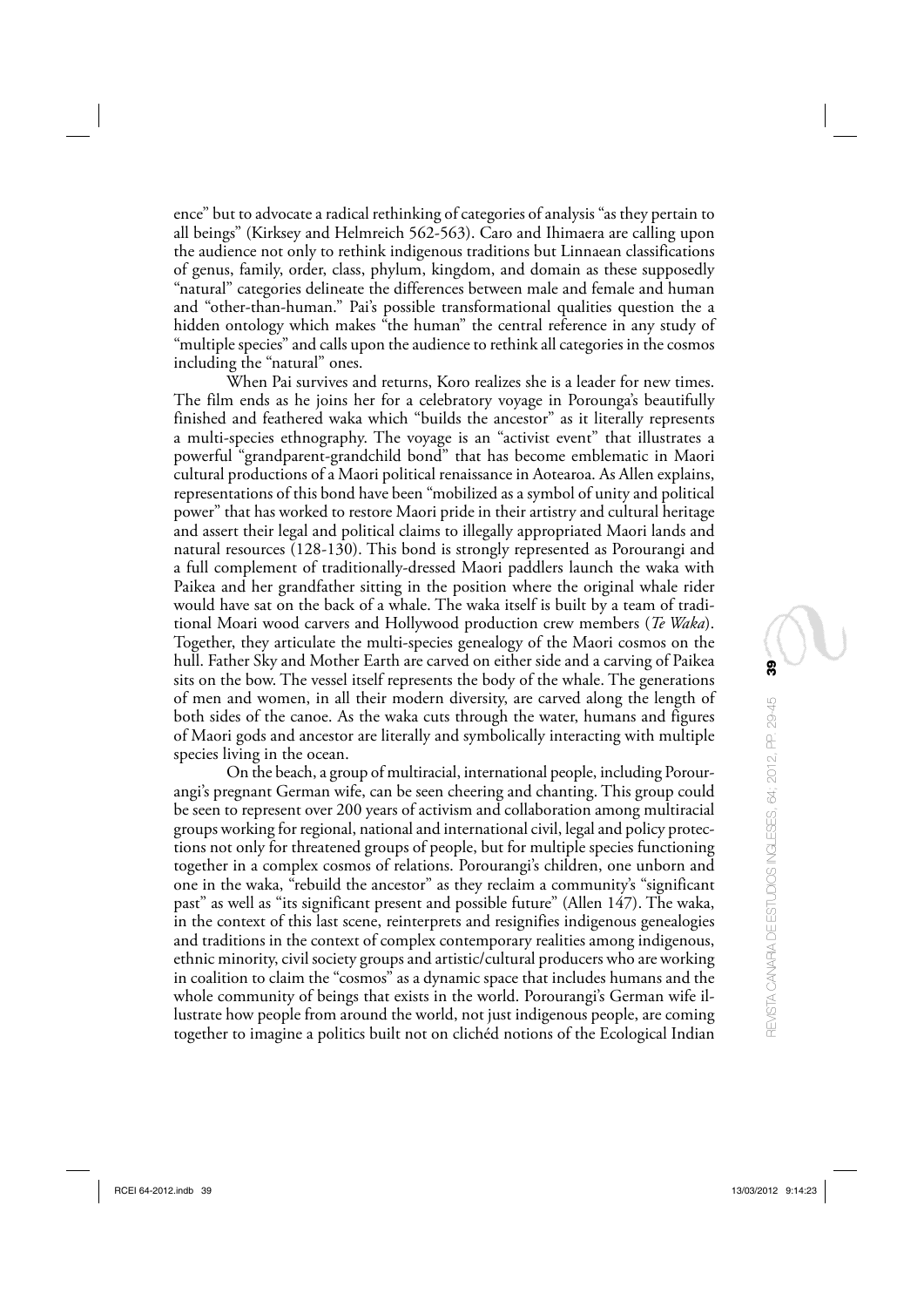ence" but to advocate a radical rethinking of categories of analysis "as they pertain to all beings" (Kirksey and Helmreich 562-563). Caro and Ihimaera are calling upon the audience not only to rethink indigenous traditions but Linnaean classifications of genus, family, order, class, phylum, kingdom, and domain as these supposedly "natural" categories delineate the differences between male and female and human and "other-than-human." Pai's possible transformational qualities question the a hidden ontology which makes "the human" the central reference in any study of "multiple species" and calls upon the audience to rethink all categories in the cosmos including the "natural" ones.

When Pai survives and returns, Koro realizes she is a leader for new times. The film ends as he joins her for a celebratory voyage in Porounga's beautifully finished and feathered waka which "builds the ancestor" as it literally represents a multi-species ethnography. The voyage is an "activist event" that illustrates a powerful "grandparent-grandchild bond" that has become emblematic in Maori cultural productions of a Maori political renaissance in Aotearoa. As Allen explains, representations of this bond have been "mobilized as a symbol of unity and political power" that has worked to restore Maori pride in their artistry and cultural heritage and assert their legal and political claims to illegally appropriated Maori lands and natural resources (128-130). This bond is strongly represented as Porourangi and a full complement of traditionally-dressed Maori paddlers launch the waka with Paikea and her grandfather sitting in the position where the original whale rider would have sat on the back of a whale. The waka itself is built by a team of traditional Moari wood carvers and Hollywood production crew members (*Te Waka*). Together, they articulate the multi-species genealogy of the Maori cosmos on the hull. Father Sky and Mother Earth are carved on either side and a carving of Paikea sits on the bow. The vessel itself represents the body of the whale. The generations of men and women, in all their modern diversity, are carved along the length of both sides of the canoe. As the waka cuts through the water, humans and figures of Maori gods and ancestor are literally and symbolically interacting with multiple species living in the ocean.

On the beach, a group of multiracial, international people, including Porourangi's pregnant German wife, can be seen cheering and chanting. This group could be seen to represent over 200 years of activism and collaboration among multiracial groups working for regional, national and international civil, legal and policy protections not only for threatened groups of people, but for multiple species functioning together in a complex cosmos of relations. Porourangi's children, one unborn and one in the waka, "rebuild the ancestor" as they reclaim a community's "significant past" as well as "its significant present and possible future" (Allen 147). The waka, in the context of this last scene, reinterprets and resignifies indigenous genealogies and traditions in the context of complex contemporary realities among indigenous, ethnic minority, civil society groups and artistic/cultural producers who are working in coalition to claim the "cosmos" as a dynamic space that includes humans and the whole community of beings that exists in the world. Porourangi's German wife illustrate how people from around the world, not just indigenous people, are coming together to imagine a politics built not on clichéd notions of the Ecological Indian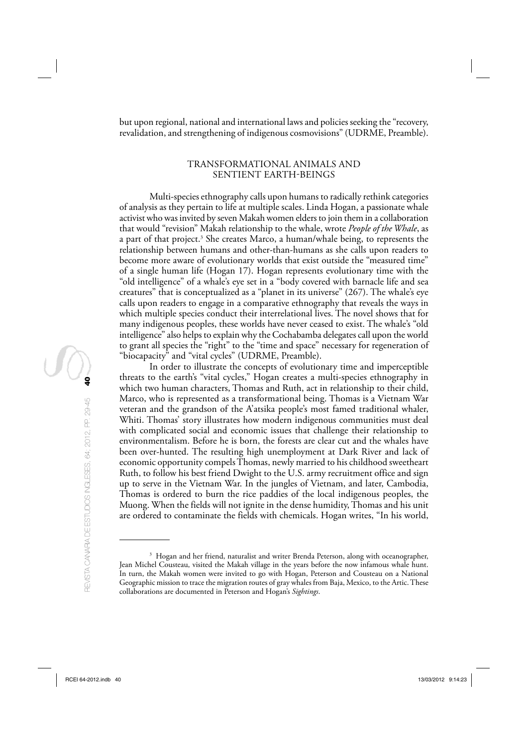but upon regional, national and international laws and policies seeking the "recovery, revalidation, and strengthening of indigenous cosmovisions" (UDRME, Preamble).

## TRANSFORMATIONAL ANIMALS AND SENTIENT EARTH-BEINGS

Multi-species ethnography calls upon humans to radically rethink categories of analysis as they pertain to life at multiple scales. Linda Hogan, a passionate whale activist who was invited by seven Makah women elders to join them in a collaboration that would "revision" Makah relationship to the whale, wrote *People of the Whale*, as a part of that project.[3] She creates Marco, a human/whale being, to represents the relationship between humans and other-than-humans as she calls upon readers to become more aware of evolutionary worlds that exist outside the "measured time" of a single human life (Hogan 17). Hogan represents evolutionary time with the "old intelligence" of a whale's eye set in a "body covered with barnacle life and sea creatures" that is conceptualized as a "planet in its universe" (267). The whale's eye calls upon readers to engage in a comparative ethnography that reveals the ways in which multiple species conduct their interrelational lives. The novel shows that for many indigenous peoples, these worlds have never ceased to exist. The whale's "old intelligence" also helps to explain why the Cochabamba delegates call upon the world to grant all species the "right" to the "time and space" necessary for regeneration of "biocapacity" and "vital cycles" (UDRME, Preamble).

In order to illustrate the concepts of evolutionary time and imperceptible threats to the earth's "vital cycles," Hogan creates a multi-species ethnography in which two human characters, Thomas and Ruth, act in relationship to their child, Marco, who is represented as a transformational being. Thomas is a Vietnam War veteran and the grandson of the A'atsika people's most famed traditional whaler, Whiti. Thomas' story illustrates how modern indigenous communities must deal with complicated social and economic issues that challenge their relationship to environmentalism. Before he is born, the forests are clear cut and the whales have been over-hunted. The resulting high unemployment at Dark River and lack of economic opportunity compels Thomas, newly married to his childhood sweetheart Ruth, to follow his best friend Dwight to the U.S. army recruitment office and sign up to serve in the Vietnam War. In the jungles of Vietnam, and later, Cambodia, Thomas is ordered to burn the rice paddies of the local indigenous peoples, the Muong. When the fields will not ignite in the dense humidity, Thomas and his unit are ordered to contaminate the fields with chemicals. Hogan writes, "In his world,

---

[3] Hogan and her friend, naturalist and writer Brenda Peterson, along with oceanographer, Jean Michel Cousteau, visited the Makah village in the years before the now infamous whale hunt. In turn, the Makah women were invited to go with Hogan, Peterson and Cousteau on a National Geographic mission to trace the migration routes of gray whales from Baja, Mexico, to the Artic. These collaborations are documented in Peterson and Hogan's *Sightings*.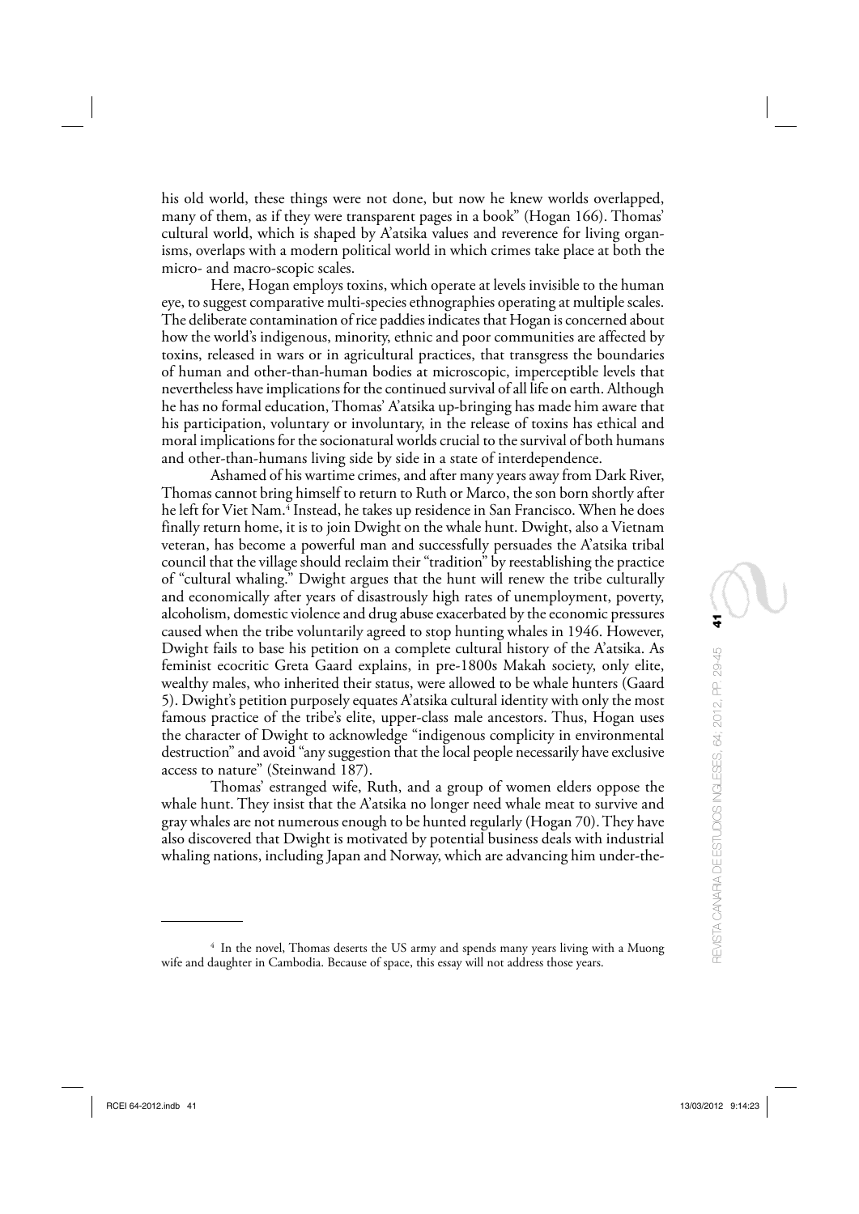his old world, these things were not done, but now he knew worlds overlapped, many of them, as if they were transparent pages in a book" (Hogan 166). Thomas' cultural world, which is shaped by A'atsika values and reverence for living organisms, overlaps with a modern political world in which crimes take place at both the micro- and macro-scopic scales.

Here, Hogan employs toxins, which operate at levels invisible to the human eye, to suggest comparative multi-species ethnographies operating at multiple scales. The deliberate contamination of rice paddies indicates that Hogan is concerned about how the world's indigenous, minority, ethnic and poor communities are affected by toxins, released in wars or in agricultural practices, that transgress the boundaries of human and other-than-human bodies at microscopic, imperceptible levels that nevertheless have implications for the continued survival of all life on earth. Although he has no formal education, Thomas' A'atsika up-bringing has made him aware that his participation, voluntary or involuntary, in the release of toxins has ethical and moral implications for the socionatural worlds crucial to the survival of both humans and other-than-humans living side by side in a state of interdependence.

Ashamed of his wartime crimes, and after many years away from Dark River, Thomas cannot bring himself to return to Ruth or Marco, the son born shortly after he left for Viet Nam.[4] Instead, he takes up residence in San Francisco. When he does finally return home, it is to join Dwight on the whale hunt. Dwight, also a Vietnam veteran, has become a powerful man and successfully persuades the A'atsika tribal council that the village should reclaim their "tradition" by reestablishing the practice of "cultural whaling." Dwight argues that the hunt will renew the tribe culturally and economically after years of disastrously high rates of unemployment, poverty, alcoholism, domestic violence and drug abuse exacerbated by the economic pressures caused when the tribe voluntarily agreed to stop hunting whales in 1946. However, Dwight fails to base his petition on a complete cultural history of the A'atsika. As feminist ecocritic Greta Gaard explains, in pre-1800s Makah society, only elite, wealthy males, who inherited their status, were allowed to be whale hunters (Gaard 5). Dwight's petition purposely equates A'atsika cultural identity with only the most famous practice of the tribe's elite, upper-class male ancestors. Thus, Hogan uses the character of Dwight to acknowledge "indigenous complicity in environmental destruction" and avoid "any suggestion that the local people necessarily have exclusive access to nature" (Steinwand 187).

Thomas' estranged wife, Ruth, and a group of women elders oppose the whale hunt. They insist that the A'atsika no longer need whale meat to survive and gray whales are not numerous enough to be hunted regularly (Hogan 70). They have also discovered that Dwight is motivated by potential business deals with industrial whaling nations, including Japan and Norway, which are advancing him under-the-

---

[4] In the novel, Thomas deserts the US army and spends many years living with a Muong wife and daughter in Cambodia. Because of space, this essay will not address those years.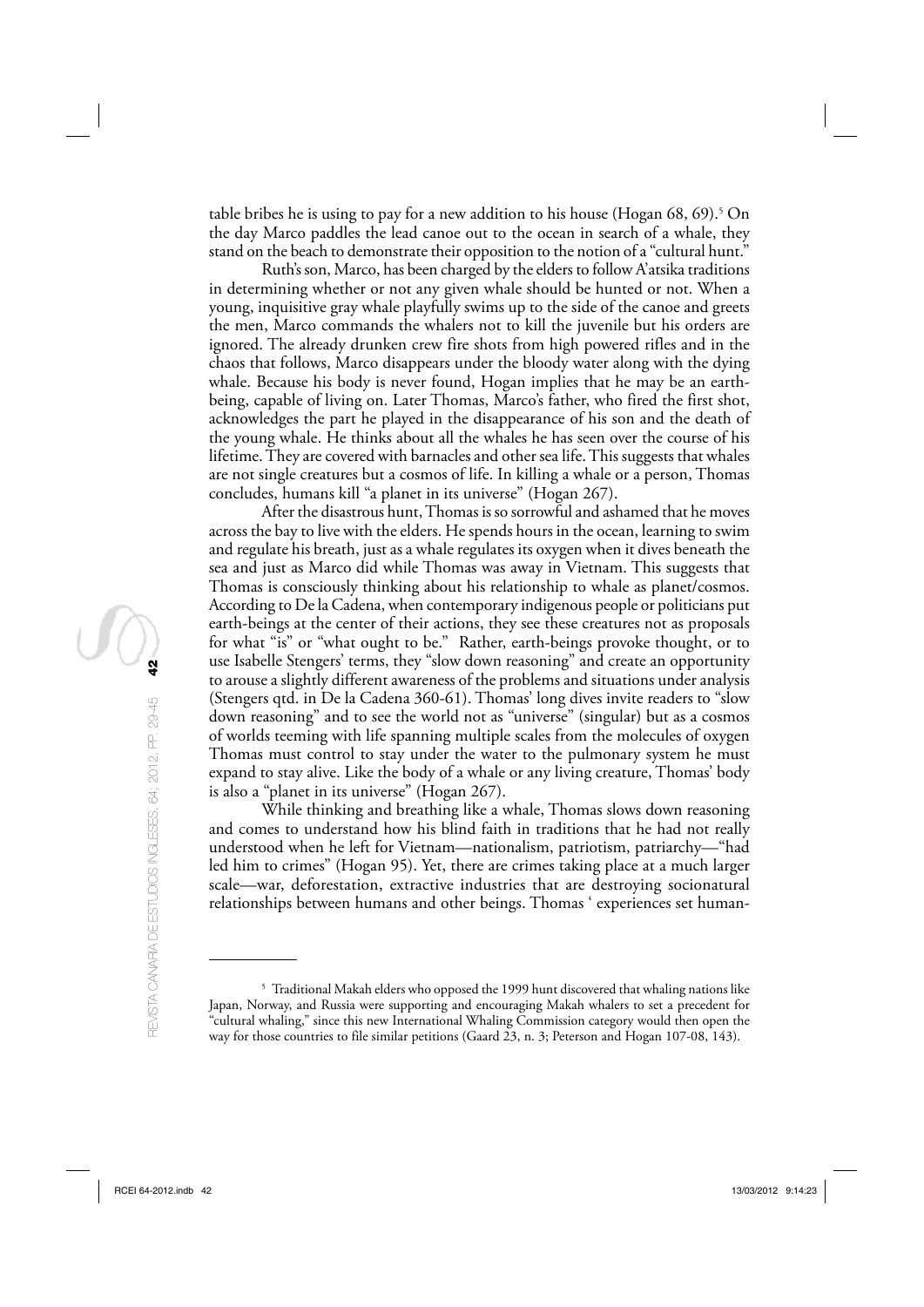table bribes he is using to pay for a new addition to his house (Hogan 68, 69).[5] On the day Marco paddles the lead canoe out to the ocean in search of a whale, they stand on the beach to demonstrate their opposition to the notion of a "cultural hunt."

Ruth's son, Marco, has been charged by the elders to follow A'atsika traditions in determining whether or not any given whale should be hunted or not. When a young, inquisitive gray whale playfully swims up to the side of the canoe and greets the men, Marco commands the whalers not to kill the juvenile but his orders are ignored. The already drunken crew fire shots from high powered rifles and in the chaos that follows, Marco disappears under the bloody water along with the dying whale. Because his body is never found, Hogan implies that he may be an earth-being, capable of living on. Later Thomas, Marco's father, who fired the first shot, acknowledges the part he played in the disappearance of his son and the death of the young whale. He thinks about all the whales he has seen over the course of his lifetime. They are covered with barnacles and other sea life. This suggests that whales are not single creatures but a cosmos of life. In killing a whale or a person, Thomas concludes, humans kill "a planet in its universe" (Hogan 267).

After the disastrous hunt, Thomas is so sorrowful and ashamed that he moves across the bay to live with the elders. He spends hours in the ocean, learning to swim and regulate his breath, just as a whale regulates its oxygen when it dives beneath the sea and just as Marco did while Thomas was away in Vietnam. This suggests that Thomas is consciously thinking about his relationship to whale as planet/cosmos. According to De la Cadena, when contemporary indigenous people or politicians put earth-beings at the center of their actions, they see these creatures not as proposals for what "is" or "what ought to be." Rather, earth-beings provoke thought, or to use Isabelle Stengers' terms, they "slow down reasoning" and create an opportunity to arouse a slightly different awareness of the problems and situations under analysis (Stengers qtd. in De la Cadena 360-61). Thomas' long dives invite readers to "slow down reasoning" and to see the world not as "universe" (singular) but as a cosmos of worlds teeming with life spanning multiple scales from the molecules of oxygen Thomas must control to stay under the water to the pulmonary system he must expand to stay alive. Like the body of a whale or any living creature, Thomas' body is also a "planet in its universe" (Hogan 267).

While thinking and breathing like a whale, Thomas slows down reasoning and comes to understand how his blind faith in traditions that he had not really understood when he left for Vietnam—nationalism, patriotism, patriarchy—"had led him to crimes" (Hogan 95). Yet, there are crimes taking place at a much larger scale—war, deforestation, extractive industries that are destroying socionatural relationships between humans and other beings. Thomas ' experiences set human-

---

[5] Traditional Makah elders who opposed the 1999 hunt discovered that whaling nations like Japan, Norway, and Russia were supporting and encouraging Makah whalers to set a precedent for "cultural whaling," since this new International Whaling Commission category would then open the way for those countries to file similar petitions (Gaard 23, n. 3; Peterson and Hogan 107-08, 143).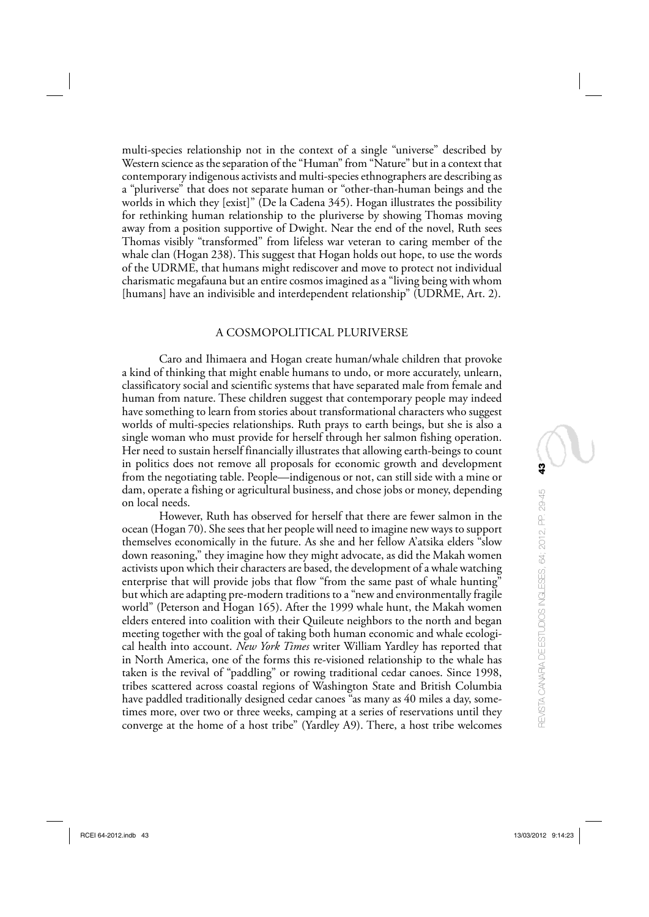multi-species relationship not in the context of a single "universe" described by Western science as the separation of the "Human" from "Nature" but in a context that contemporary indigenous activists and multi-species ethnographers are describing as a "pluriverse" that does not separate human or "other-than-human beings and the worlds in which they [exist]" (De la Cadena 345). Hogan illustrates the possibility for rethinking human relationship to the pluriverse by showing Thomas moving away from a position supportive of Dwight. Near the end of the novel, Ruth sees Thomas visibly "transformed" from lifeless war veteran to caring member of the whale clan (Hogan 238). This suggest that Hogan holds out hope, to use the words of the UDRME, that humans might rediscover and move to protect not individual charismatic megafauna but an entire cosmos imagined as a "living being with whom [humans] have an indivisible and interdependent relationship" (UDRME, Art. 2).

## A COSMOPOLITICAL PLURIVERSE

Caro and Ihimaera and Hogan create human/whale children that provoke a kind of thinking that might enable humans to undo, or more accurately, unlearn, classificatory social and scientific systems that have separated male from female and human from nature. These children suggest that contemporary people may indeed have something to learn from stories about transformational characters who suggest worlds of multi-species relationships. Ruth prays to earth beings, but she is also a single woman who must provide for herself through her salmon fishing operation. Her need to sustain herself financially illustrates that allowing earth-beings to count in politics does not remove all proposals for economic growth and development from the negotiating table. People—indigenous or not, can still side with a mine or dam, operate a fishing or agricultural business, and chose jobs or money, depending on local needs.

However, Ruth has observed for herself that there are fewer salmon in the ocean (Hogan 70). She sees that her people will need to imagine new ways to support themselves economically in the future. As she and her fellow A'atsika elders "slow down reasoning," they imagine how they might advocate, as did the Makah women activists upon which their characters are based, the development of a whale watching enterprise that will provide jobs that flow "from the same past of whale hunting" but which are adapting pre-modern traditions to a "new and environmentally fragile world" (Peterson and Hogan 165). After the 1999 whale hunt, the Makah women elders entered into coalition with their Quileute neighbors to the north and began meeting together with the goal of taking both human economic and whale ecological health into account. *New York Times* writer William Yardley has reported that in North America, one of the forms this re-visioned relationship to the whale has taken is the revival of "paddling" or rowing traditional cedar canoes. Since 1998, tribes scattered across coastal regions of Washington State and British Columbia have paddled traditionally designed cedar canoes "as many as 40 miles a day, sometimes more, over two or three weeks, camping at a series of reservations until they converge at the home of a host tribe" (Yardley A9). There, a host tribe welcomes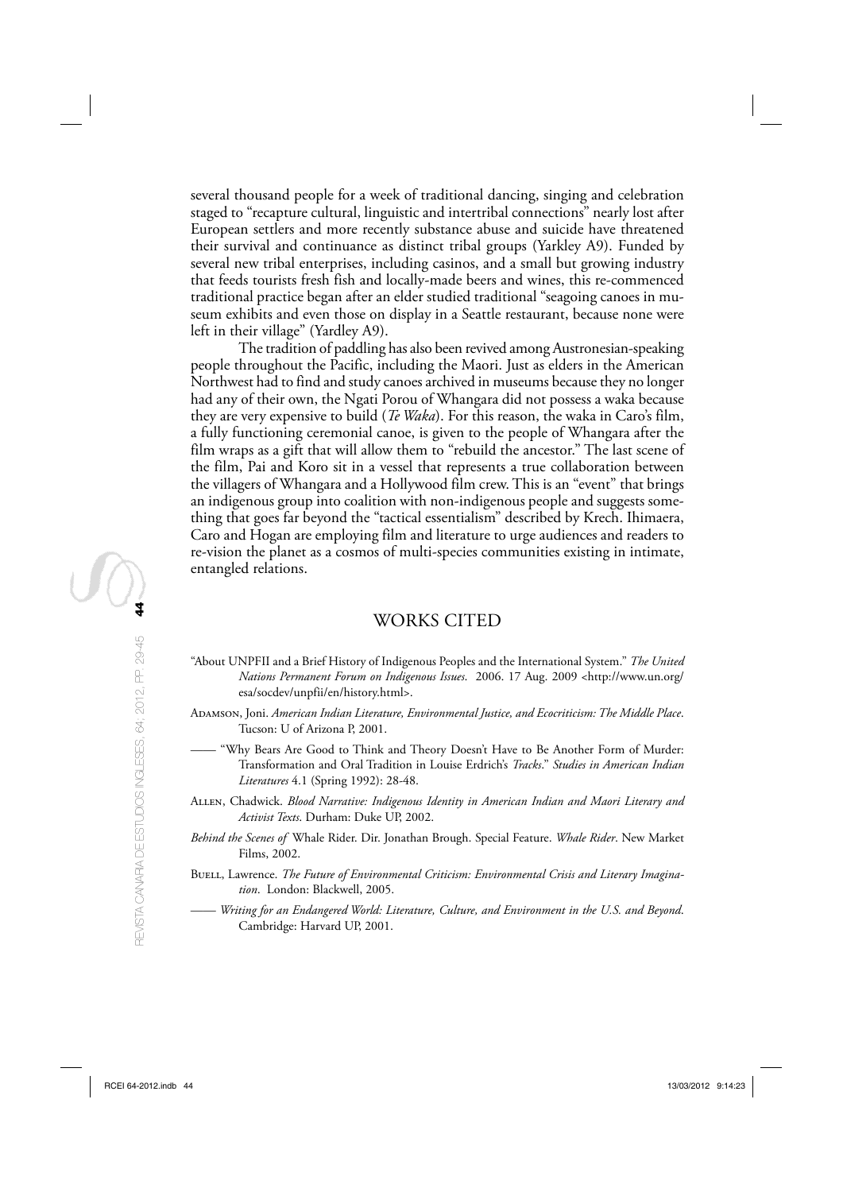several thousand people for a week of traditional dancing, singing and celebration staged to "recapture cultural, linguistic and intertribal connections" nearly lost after European settlers and more recently substance abuse and suicide have threatened their survival and continuance as distinct tribal groups (Yarkley A9). Funded by several new tribal enterprises, including casinos, and a small but growing industry that feeds tourists fresh fish and locally-made beers and wines, this re-commenced traditional practice began after an elder studied traditional "seagoing canoes in museum exhibits and even those on display in a Seattle restaurant, because none were left in their village" (Yardley A9).

The tradition of paddling has also been revived among Austronesian-speaking people throughout the Pacific, including the Maori. Just as elders in the American Northwest had to find and study canoes archived in museums because they no longer had any of their own, the Ngati Porou of Whangara did not possess a waka because they are very expensive to build (*Te Waka*). For this reason, the waka in Caro's film, a fully functioning ceremonial canoe, is given to the people of Whangara after the film wraps as a gift that will allow them to "rebuild the ancestor." The last scene of the film, Pai and Koro sit in a vessel that represents a true collaboration between the villagers of Whangara and a Hollywood film crew. This is an "event" that brings an indigenous group into coalition with non-indigenous people and suggests something that goes far beyond the "tactical essentialism" described by Krech. Ihimaera, Caro and Hogan are employing film and literature to urge audiences and readers to re-vision the planet as a cosmos of multi-species communities existing in intimate, entangled relations.

## WORKS CITED

"About UNPFII and a Brief History of Indigenous Peoples and the International System." *The United Nations Permanent Forum on Indigenous Issues*. 2006. 17 Aug. 2009 <http://www.un.org/esa/socdev/unpfii/en/history.html>.

Adamson, Joni. *American Indian Literature, Environmental Justice, and Ecocriticism: The Middle Place*. Tucson: U of Arizona P, 2001.

—— "Why Bears Are Good to Think and Theory Doesn't Have to Be Another Form of Murder: Transformation and Oral Tradition in Louise Erdrich's *Tracks*." *Studies in American Indian Literatures* 4.1 (Spring 1992): 28-48.

Allen, Chadwick. *Blood Narrative: Indigenous Identity in American Indian and Maori Literary and Activist Texts*. Durham: Duke UP, 2002.

*Behind the Scenes of* Whale Rider. Dir. Jonathan Brough. Special Feature. *Whale Rider*. New Market Films, 2002.

Buell, Lawrence. *The Future of Environmental Criticism: Environmental Crisis and Literary Imagination*. London: Blackwell, 2005.

—— *Writing for an Endangered World: Literature, Culture, and Environment in the U.S. and Beyond*. Cambridge: Harvard UP, 2001.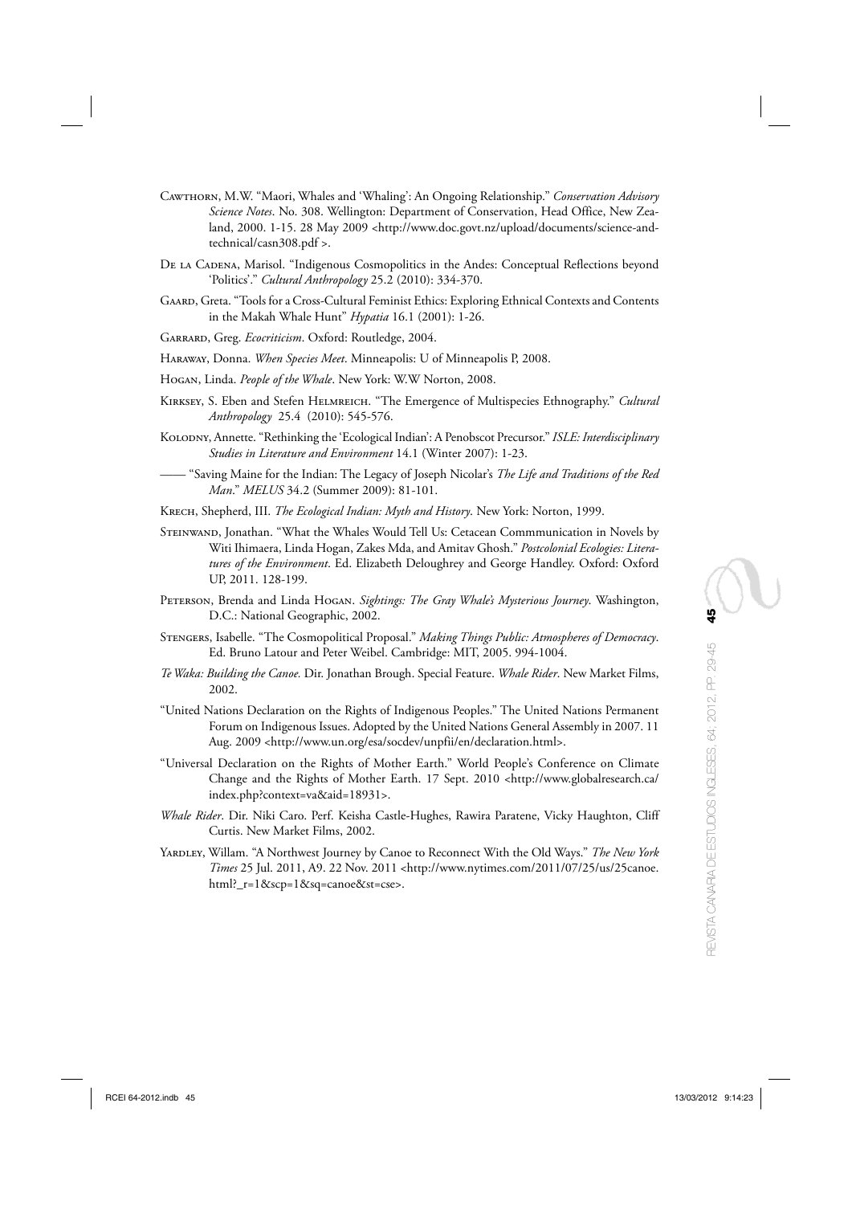Cawthorn, M.W. "Maori, Whales and 'Whaling': An Ongoing Relationship." *Conservation Advisory Science Notes*. No. 308. Wellington: Department of Conservation, Head Office, New Zealand, 2000. 1-15. 28 May 2009 <http://www.doc.govt.nz/upload/documents/science-and-technical/casn308.pdf >.

De la Cadena, Marisol. "Indigenous Cosmopolitics in the Andes: Conceptual Reflections beyond 'Politics'." *Cultural Anthropology* 25.2 (2010): 334-370.

Gaard, Greta. "Tools for a Cross-Cultural Feminist Ethics: Exploring Ethnical Contexts and Contents in the Makah Whale Hunt" *Hypatia* 16.1 (2001): 1-26.

Garrard, Greg. *Ecocriticism*. Oxford: Routledge, 2004.

Haraway, Donna. *When Species Meet*. Minneapolis: U of Minneapolis P, 2008.

Hogan, Linda. *People of the Whale*. New York: W.W Norton, 2008.

Kirksey, S. Eben and Stefen Helmreich. "The Emergence of Multispecies Ethnography." *Cultural Anthropology* 25.4 (2010): 545-576.

Kolodny, Annette. "Rethinking the 'Ecological Indian': A Penobscot Precursor." *ISLE: Interdisciplinary Studies in Literature and Environment* 14.1 (Winter 2007): 1-23.

—— "Saving Maine for the Indian: The Legacy of Joseph Nicolar's *The Life and Traditions of the Red Man*." *MELUS* 34.2 (Summer 2009): 81-101.

Krech, Shepherd, III. *The Ecological Indian: Myth and History*. New York: Norton, 1999.

Steinwand, Jonathan. "What the Whales Would Tell Us: Cetacean Commmunication in Novels by Witi Ihimaera, Linda Hogan, Zakes Mda, and Amitav Ghosh." *Postcolonial Ecologies: Literatures of the Environment*. Ed. Elizabeth Deloughrey and George Handley. Oxford: Oxford UP, 2011. 128-199.

Peterson, Brenda and Linda Hogan. *Sightings: The Gray Whale's Mysterious Journey*. Washington, D.C.: National Geographic, 2002.

Stengers, Isabelle. "The Cosmopolitical Proposal." *Making Things Public: Atmospheres of Democracy*. Ed. Bruno Latour and Peter Weibel. Cambridge: MIT, 2005. 994-1004.

*Te Waka: Building the Canoe.* Dir. Jonathan Brough. Special Feature. *Whale Rider*. New Market Films, 2002.

"United Nations Declaration on the Rights of Indigenous Peoples." The United Nations Permanent Forum on Indigenous Issues. Adopted by the United Nations General Assembly in 2007. 11 Aug. 2009 <http://www.un.org/esa/socdev/unpfii/en/declaration.html>.

"Universal Declaration on the Rights of Mother Earth." World People's Conference on Climate Change and the Rights of Mother Earth. 17 Sept. 2010 <http://www.globalresearch.ca/index.php?context=va&aid=18931>.

*Whale Rider*. Dir. Niki Caro. Perf. Keisha Castle-Hughes, Rawira Paratene, Vicky Haughton, Cliff Curtis. New Market Films, 2002.

Yardley, Willam. "A Northwest Journey by Canoe to Reconnect With the Old Ways." *The New York Times* 25 Jul. 2011, A9. 22 Nov. 2011 <http://www.nytimes.com/2011/07/25/us/25canoe.html?_r=1&scp=1&sq=canoe&st=cse>.